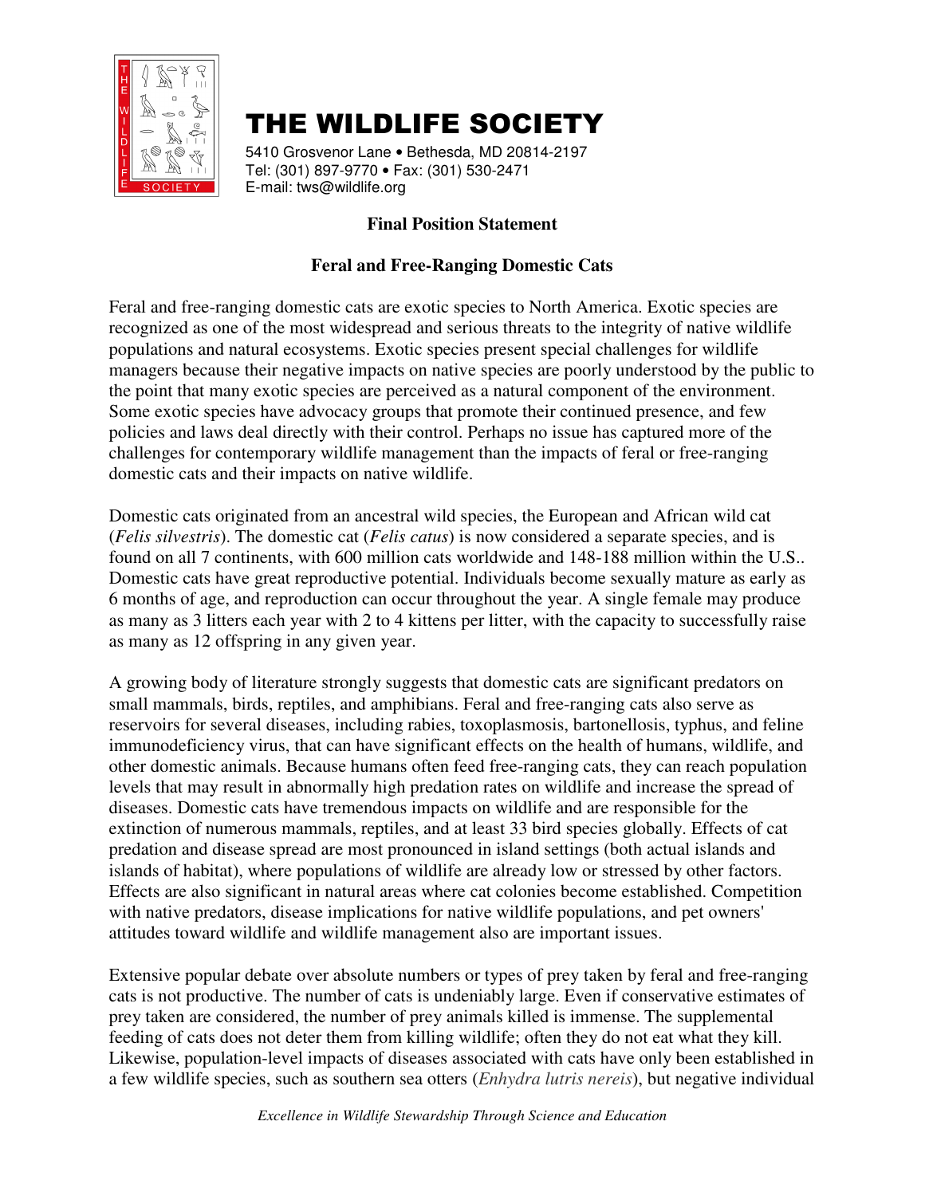# THE WILDLIFE SOCIETY

5410 Grosvenor Lane • Bethesda, MD 20814-2197
Tel: (301) 897-9770 • Fax: (301) 530-2471
E-mail: tws@wildlife.org

**Final Position Statement**

**Feral and Free-Ranging Domestic Cats**

Feral and free-ranging domestic cats are exotic species to North America. Exotic species are recognized as one of the most widespread and serious threats to the integrity of native wildlife populations and natural ecosystems. Exotic species present special challenges for wildlife managers because their negative impacts on native species are poorly understood by the public to the point that many exotic species are perceived as a natural component of the environment. Some exotic species have advocacy groups that promote their continued presence, and few policies and laws deal directly with their control. Perhaps no issue has captured more of the challenges for contemporary wildlife management than the impacts of feral or free-ranging domestic cats and their impacts on native wildlife.

Domestic cats originated from an ancestral wild species, the European and African wild cat (*Felis silvestris*). The domestic cat (*Felis catus*) is now considered a separate species, and is found on all 7 continents, with 600 million cats worldwide and 148-188 million within the U.S.. Domestic cats have great reproductive potential. Individuals become sexually mature as early as 6 months of age, and reproduction can occur throughout the year. A single female may produce as many as 3 litters each year with 2 to 4 kittens per litter, with the capacity to successfully raise as many as 12 offspring in any given year.

A growing body of literature strongly suggests that domestic cats are significant predators on small mammals, birds, reptiles, and amphibians. Feral and free-ranging cats also serve as reservoirs for several diseases, including rabies, toxoplasmosis, bartonellosis, typhus, and feline immunodeficiency virus, that can have significant effects on the health of humans, wildlife, and other domestic animals. Because humans often feed free-ranging cats, they can reach population levels that may result in abnormally high predation rates on wildlife and increase the spread of diseases. Domestic cats have tremendous impacts on wildlife and are responsible for the extinction of numerous mammals, reptiles, and at least 33 bird species globally. Effects of cat predation and disease spread are most pronounced in island settings (both actual islands and islands of habitat), where populations of wildlife are already low or stressed by other factors. Effects are also significant in natural areas where cat colonies become established. Competition with native predators, disease implications for native wildlife populations, and pet owners' attitudes toward wildlife and wildlife management also are important issues.

Extensive popular debate over absolute numbers or types of prey taken by feral and free-ranging cats is not productive. The number of cats is undeniably large. Even if conservative estimates of prey taken are considered, the number of prey animals killed is immense. The supplemental feeding of cats does not deter them from killing wildlife; often they do not eat what they kill. Likewise, population-level impacts of diseases associated with cats have only been established in a few wildlife species, such as southern sea otters (*Enhydra lutris nereis*), but negative individual

*Excellence in Wildlife Stewardship Through Science and Education*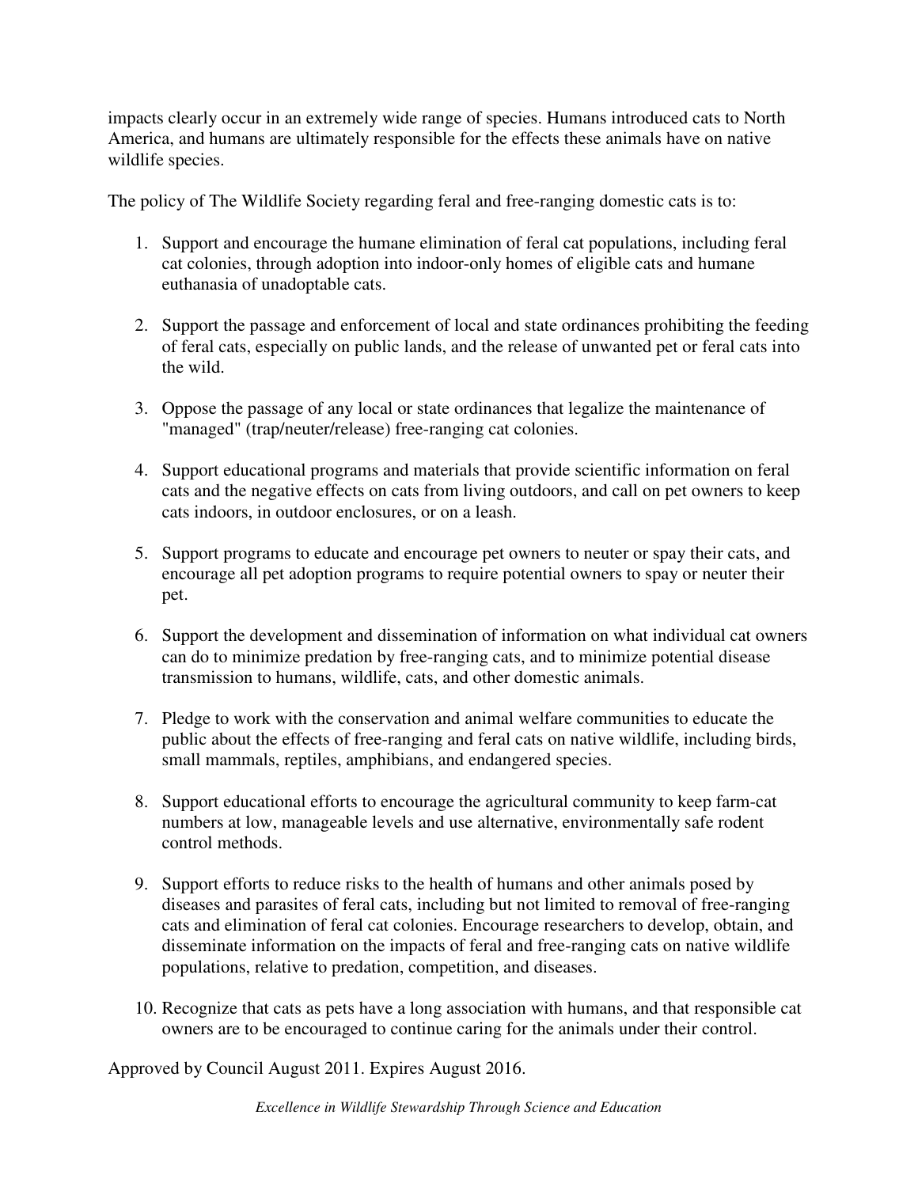impacts clearly occur in an extremely wide range of species. Humans introduced cats to North America, and humans are ultimately responsible for the effects these animals have on native wildlife species.

The policy of The Wildlife Society regarding feral and free-ranging domestic cats is to:

1. Support and encourage the humane elimination of feral cat populations, including feral cat colonies, through adoption into indoor-only homes of eligible cats and humane euthanasia of unadoptable cats.

2. Support the passage and enforcement of local and state ordinances prohibiting the feeding of feral cats, especially on public lands, and the release of unwanted pet or feral cats into the wild.

3. Oppose the passage of any local or state ordinances that legalize the maintenance of "managed" (trap/neuter/release) free-ranging cat colonies.

4. Support educational programs and materials that provide scientific information on feral cats and the negative effects on cats from living outdoors, and call on pet owners to keep cats indoors, in outdoor enclosures, or on a leash.

5. Support programs to educate and encourage pet owners to neuter or spay their cats, and encourage all pet adoption programs to require potential owners to spay or neuter their pet.

6. Support the development and dissemination of information on what individual cat owners can do to minimize predation by free-ranging cats, and to minimize potential disease transmission to humans, wildlife, cats, and other domestic animals.

7. Pledge to work with the conservation and animal welfare communities to educate the public about the effects of free-ranging and feral cats on native wildlife, including birds, small mammals, reptiles, amphibians, and endangered species.

8. Support educational efforts to encourage the agricultural community to keep farm-cat numbers at low, manageable levels and use alternative, environmentally safe rodent control methods.

9. Support efforts to reduce risks to the health of humans and other animals posed by diseases and parasites of feral cats, including but not limited to removal of free-ranging cats and elimination of feral cat colonies. Encourage researchers to develop, obtain, and disseminate information on the impacts of feral and free-ranging cats on native wildlife populations, relative to predation, competition, and diseases.

10. Recognize that cats as pets have a long association with humans, and that responsible cat owners are to be encouraged to continue caring for the animals under their control.

Approved by Council August 2011. Expires August 2016.

*Excellence in Wildlife Stewardship Through Science and Education*